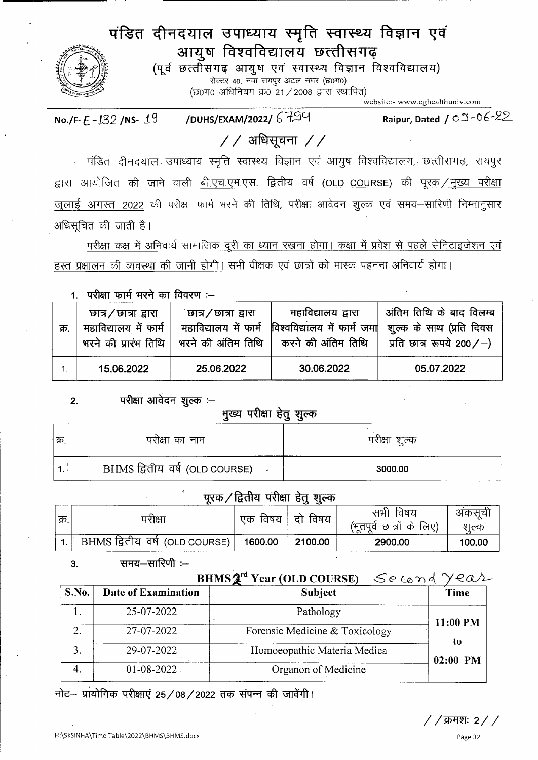# पंडित दीनदयाल उपाध्याय स्मृति स्वास्थ्य विज्ञान एवं आयुष विश्वविद्यालय छत्तीसगढ़

(पूर्व छत्तीसगढ़ आयुष एवं स्वास्थ्य विज्ञान विश्वविद्यालय)

सेक्टर 40, नवा रायपुर अटल नगर (छ0ग0)

(छ0ग0 अधिनियम क्र0 21 / 2008 द्वारा स्थापित)

website:- www.cghealthuniv.com

No./F- E-132 /NS- 19 /DUHS/EXAM/2022/ 6794 Raipur, Dated / 03-06-22

## // अधिसूचना //

पंडित दीनदयाल उपाध्याय स्मृति स्वास्थ्य विज्ञान एवं आयुष विश्वविद्यालय, छत्तीसगढ़, रायपुर द्वारा आयोजित की जाने वाली बी.एच.एम.एस. द्वितीय वर्ष (OLD COURSE) की पूरक / मुख्य परीक्षा जुलाई–अगस्त–2022 की परीक्षा फार्म भरने की तिथि, परीक्षा आवेदन शुल्क एवं समय–सारिणी निम्नानुसार अधिसूचित की जाती है।

परीक्षा कक्ष में अनिवार्य सामाजिक दूरी का ध्यान रखना होगा। कक्षा में प्रवेश से पहले सेनिटाइजेशन एवं हस्त प्रक्षालन की व्यवस्था की जानी होगी। सभी वीक्षक एवं छात्रों को मास्क पहनना अनिवार्य होगा।

1. परीक्षा फार्म भरने का विवरण :–

| क्र. | छात्र / छात्रा द्वारा महाविद्यालय में फार्म भरने की प्रारंभ तिथि | छात्र / छात्रा द्वारा महाविद्यालय में फार्म भरने की अंतिम तिथि | महाविद्यालय द्वारा विश्वविद्यालय में फार्म जमा करने की अंतिम तिथि | अंतिम तिथि के बाद विलम्ब शुल्क के साथ (प्रति दिवस प्रति छात्र रूपये 200 / –) |
|---|---|---|---|---|
| 1. | 15.06.2022 | 25.06.2022 | 30.06.2022 | 05.07.2022 |

2. परीक्षा आवेदन शुल्क :–

**मुख्य परीक्षा हेतु शुल्क**

| क्र. | परीक्षा का नाम | परीक्षा शुल्क |
|---|---|---|
| 1. | BHMS द्वितीय वर्ष (OLD COURSE) | 3000.00 |

**पूरक / द्वितीय परीक्षा हेतु शुल्क**

| क्र. | परीक्षा | एक विषय | दो विषय | सभी विषय (भूतपूर्व छात्रों के लिए) | अंकसूची शुल्क |
|---|---|---|---|---|---|
| 1. | BHMS द्वितीय वर्ष (OLD COURSE) | 1600.00 | 2100.00 | 2900.00 | 100.00 |

3. समय–सारिणी :–

**BHMS 2nd Year (OLD COURSE)** Second Year

| S.No. | Date of Examination | Subject | Time |
|---|---|---|---|
| 1. | 25-07-2022 | Pathology | 11:00 PM to 02:00 PM |
| 2. | 27-07-2022 | Forensic Medicine & Toxicology | |
| 3. | 29-07-2022 | Homoeopathic Materia Medica | |
| 4. | 01-08-2022 | Organon of Medicine | |

नोट– प्रायोगिक परीक्षाएं 25 / 08 / 2022 तक संपन्न की जावेंगी।

// क्रमशः 2 //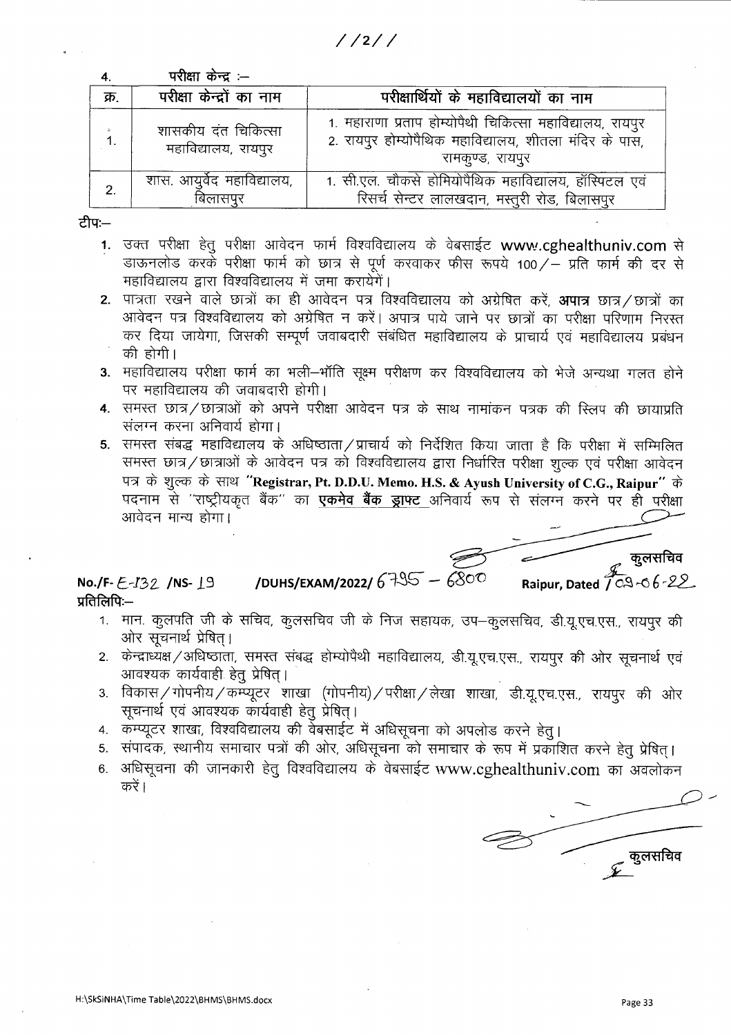4. परीक्षा केन्द्र :–

| क्र. | परीक्षा केन्द्रों का नाम | परीक्षार्थियों के महाविद्यालयों का नाम |
|---|---|---|
| 1. | शासकीय दंत चिकित्सा महाविद्यालय, रायपुर | 1. महाराणा प्रताप होम्योपैथी चिकित्सा महाविद्यालय, रायपुर 2. रायपुर होम्योपैथिक महाविद्यालय, शीतला मंदिर के पास, रामकुण्ड, रायपुर |
| 2. | शास. आयुर्वेद महाविद्यालय, बिलासपुर | 1. सी.एल. चौकसे होमियोपैथिक महाविद्यालय, हॉस्पिटल एवं रिसर्च सेन्टर लालखदान, मस्तुरी रोड, बिलासपुर |

टीपः–

1. उक्त परीक्षा हेतु परीक्षा आवेदन फार्म विश्वविद्यालय के वेबसाईट www.cghealthuniv.com से डाऊनलोड करके परीक्षा फार्म को छात्र से पूर्ण करवाकर फीस रूपये 100/– प्रति फार्म की दर से महाविद्यालय द्वारा विश्वविद्यालय में जमा करायेगें।
2. पात्रता रखने वाले छात्रों का ही आवेदन पत्र विश्वविद्यालय को अग्रेषित करें, **अपात्र** छात्र/छात्रों का आवेदन पत्र विश्वविद्यालय को अग्रेषित न करें। अपात्र पाये जाने पर छात्रों का परीक्षा परिणाम निरस्त कर दिया जायेगा, जिसकी सम्पूर्ण जवाबदारी संबंधित महाविद्यालय के प्राचार्य एवं महाविद्यालय प्रबंधन की होगी।
3. महाविद्यालय परीक्षा फार्म का भली–भाँति सूक्ष्म परीक्षण कर विश्वविद्यालय को भेजे अन्यथा गलत होने पर महाविद्यालय की जवाबदारी होगी।
4. समस्त छात्र/छात्राओं को अपने परीक्षा आवेदन पत्र के साथ नामांकन पत्रक की स्लिप की छायाप्रति संलग्न करना अनिवार्य होगा।
5. समस्त संबद्ध महाविद्यालय के अधिष्ठाता/प्राचार्य को निर्देशित किया जाता है कि परीक्षा में सम्मिलित समस्त छात्र/छात्राओं के आवेदन पत्र को विश्वविद्यालय द्वारा निर्धारित परीक्षा शुल्क एवं परीक्षा आवेदन पत्र के शुल्क के साथ **"Registrar, Pt. D.D.U. Memo. H.S. & Ayush University of C.G., Raipur"** के पदनाम से "राष्ट्रीयकृत बैंक" का **एकमेव बैंक ड्राफ्ट** अनिवार्य रूप से संलग्न करने पर ही परीक्षा आवेदन मान्य होगा।

कुलसचिव

**No./F- E-132 /NS- 19 /DUHS/EXAM/2022/ 6795 – 6800** Raipur, Dated 09-06-22

**प्रतिलिपिः–**

1. मान. कुलपति जी के सचिव, कुलसचिव जी के निज सहायक, उप–कुलसचिव, डी.यू.एच.एस., रायपुर की ओर सूचनार्थ प्रेषित्।
2. केन्द्राध्यक्ष/अधिष्ठाता, समस्त संबद्ध होम्योपैथी महाविद्यालय, डी.यू.एच.एस., रायपुर की ओर सूचनार्थ एवं आवश्यक कार्यवाही हेतु प्रेषित्।
3. विकास/गोपनीय/कम्प्यूटर शाखा (गोपनीय)/परीक्षा/लेखा शाखा, डी.यू.एच.एस., रायपुर की ओर सूचनार्थ एवं आवश्यक कार्यवाही हेतु प्रेषित्।
4. कम्प्यूटर शाखा, विश्वविद्यालय की वेबसाईट में अधिसूचना को अपलोड करने हेतु।
5. संपादक, स्थानीय समाचार पत्रों की ओर, अधिसूचना को समाचार के रूप में प्रकाशित करने हेतु प्रेषित्।
6. अधिसूचना की जानकारी हेतु विश्वविद्यालय के वेबसाईट www.cghealthuniv.com का अवलोकन करें।

कुलसचिव